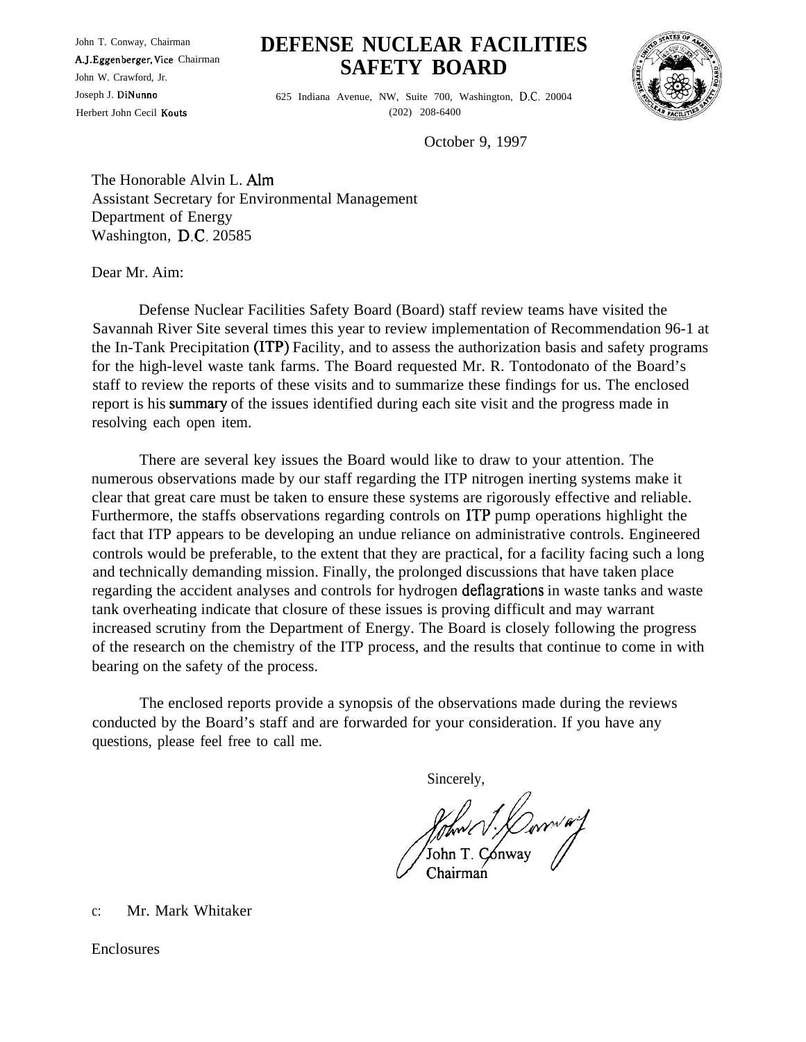John T. Conway, Chairman
A.J.Eggenberger, Vice Chairman
John W. Crawford, Jr.
Joseph J. DiNunno
Herbert John Cecil Kouts

# DEFENSE NUCLEAR FACILITIES SAFETY BOARD

625 Indiana Avenue, NW, Suite 700, Washington, D.C. 20004
(202) 208-6400

October 9, 1997

The Honorable Alvin L. Alm
Assistant Secretary for Environmental Management
Department of Energy
Washington, D.C. 20585

Dear Mr. Aim:

Defense Nuclear Facilities Safety Board (Board) staff review teams have visited the Savannah River Site several times this year to review implementation of Recommendation 96-1 at the In-Tank Precipitation (ITP) Facility, and to assess the authorization basis and safety programs for the high-level waste tank farms. The Board requested Mr. R. Tontodonato of the Board's staff to review the reports of these visits and to summarize these findings for us. The enclosed report is his summary of the issues identified during each site visit and the progress made in resolving each open item.

There are several key issues the Board would like to draw to your attention. The numerous observations made by our staff regarding the ITP nitrogen inerting systems make it clear that great care must be taken to ensure these systems are rigorously effective and reliable. Furthermore, the staffs observations regarding controls on ITP pump operations highlight the fact that ITP appears to be developing an undue reliance on administrative controls. Engineered controls would be preferable, to the extent that they are practical, for a facility facing such a long and technically demanding mission. Finally, the prolonged discussions that have taken place regarding the accident analyses and controls for hydrogen deflagrations in waste tanks and waste tank overheating indicate that closure of these issues is proving difficult and may warrant increased scrutiny from the Department of Energy. The Board is closely following the progress of the research on the chemistry of the ITP process, and the results that continue to come in with bearing on the safety of the process.

The enclosed reports provide a synopsis of the observations made during the reviews conducted by the Board's staff and are forwarded for your consideration. If you have any questions, please feel free to call me.

Sincerely,

John T. Conway
Chairman

c: Mr. Mark Whitaker

Enclosures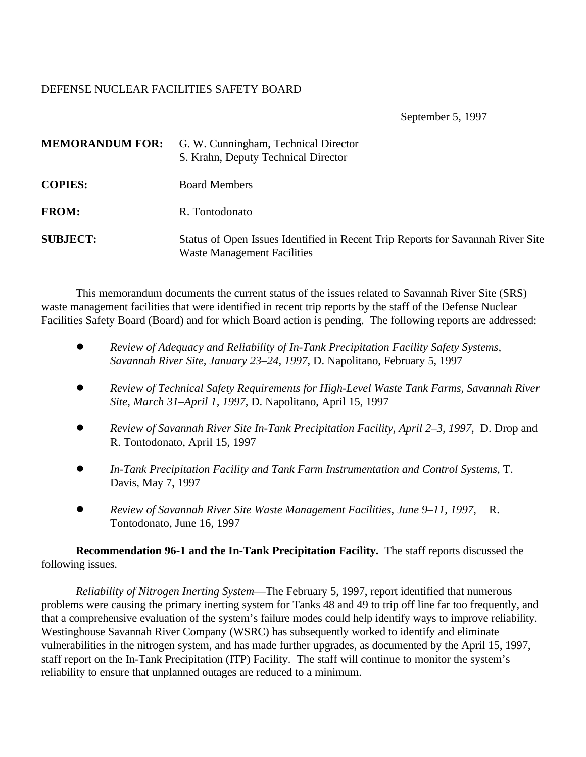DEFENSE NUCLEAR FACILITIES SAFETY BOARD

September 5, 1997

**MEMORANDUM FOR:** G. W. Cunningham, Technical Director
S. Krahn, Deputy Technical Director

**COPIES:** Board Members

**FROM:** R. Tontodonato

**SUBJECT:** Status of Open Issues Identified in Recent Trip Reports for Savannah River Site Waste Management Facilities

This memorandum documents the current status of the issues related to Savannah River Site (SRS) waste management facilities that were identified in recent trip reports by the staff of the Defense Nuclear Facilities Safety Board (Board) and for which Board action is pending. The following reports are addressed:

- *Review of Adequacy and Reliability of In-Tank Precipitation Facility Safety Systems, Savannah River Site, January 23–24, 1997*, D. Napolitano, February 5, 1997
- *Review of Technical Safety Requirements for High-Level Waste Tank Farms, Savannah River Site, March 31–April 1, 1997*, D. Napolitano, April 15, 1997
- *Review of Savannah River Site In-Tank Precipitation Facility, April 2–3, 1997*, D. Drop and R. Tontodonato, April 15, 1997
- *In-Tank Precipitation Facility and Tank Farm Instrumentation and Control Systems*, T. Davis, May 7, 1997
- *Review of Savannah River Site Waste Management Facilities, June 9–11, 1997*, R. Tontodonato, June 16, 1997

**Recommendation 96-1 and the In-Tank Precipitation Facility.** The staff reports discussed the following issues.

*Reliability of Nitrogen Inerting System*—The February 5, 1997, report identified that numerous problems were causing the primary inerting system for Tanks 48 and 49 to trip off line far too frequently, and that a comprehensive evaluation of the system's failure modes could help identify ways to improve reliability. Westinghouse Savannah River Company (WSRC) has subsequently worked to identify and eliminate vulnerabilities in the nitrogen system, and has made further upgrades, as documented by the April 15, 1997, staff report on the In-Tank Precipitation (ITP) Facility. The staff will continue to monitor the system's reliability to ensure that unplanned outages are reduced to a minimum.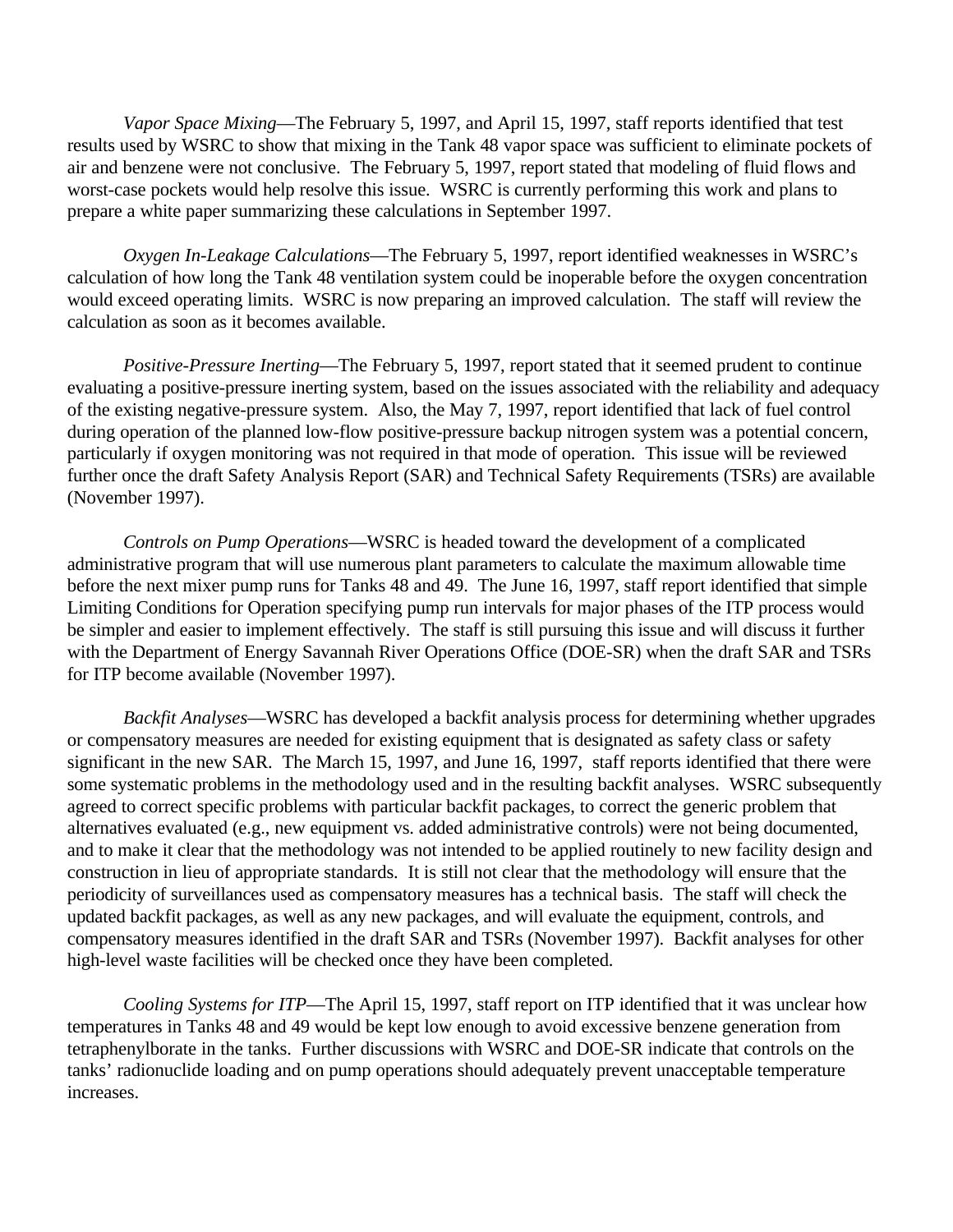*Vapor Space Mixing*—The February 5, 1997, and April 15, 1997, staff reports identified that test results used by WSRC to show that mixing in the Tank 48 vapor space was sufficient to eliminate pockets of air and benzene were not conclusive. The February 5, 1997, report stated that modeling of fluid flows and worst-case pockets would help resolve this issue. WSRC is currently performing this work and plans to prepare a white paper summarizing these calculations in September 1997.

*Oxygen In-Leakage Calculations*—The February 5, 1997, report identified weaknesses in WSRC's calculation of how long the Tank 48 ventilation system could be inoperable before the oxygen concentration would exceed operating limits. WSRC is now preparing an improved calculation. The staff will review the calculation as soon as it becomes available.

*Positive-Pressure Inerting*—The February 5, 1997, report stated that it seemed prudent to continue evaluating a positive-pressure inerting system, based on the issues associated with the reliability and adequacy of the existing negative-pressure system. Also, the May 7, 1997, report identified that lack of fuel control during operation of the planned low-flow positive-pressure backup nitrogen system was a potential concern, particularly if oxygen monitoring was not required in that mode of operation. This issue will be reviewed further once the draft Safety Analysis Report (SAR) and Technical Safety Requirements (TSRs) are available (November 1997).

*Controls on Pump Operations*—WSRC is headed toward the development of a complicated administrative program that will use numerous plant parameters to calculate the maximum allowable time before the next mixer pump runs for Tanks 48 and 49. The June 16, 1997, staff report identified that simple Limiting Conditions for Operation specifying pump run intervals for major phases of the ITP process would be simpler and easier to implement effectively. The staff is still pursuing this issue and will discuss it further with the Department of Energy Savannah River Operations Office (DOE-SR) when the draft SAR and TSRs for ITP become available (November 1997).

*Backfit Analyses*—WSRC has developed a backfit analysis process for determining whether upgrades or compensatory measures are needed for existing equipment that is designated as safety class or safety significant in the new SAR. The March 15, 1997, and June 16, 1997, staff reports identified that there were some systematic problems in the methodology used and in the resulting backfit analyses. WSRC subsequently agreed to correct specific problems with particular backfit packages, to correct the generic problem that alternatives evaluated (e.g., new equipment vs. added administrative controls) were not being documented, and to make it clear that the methodology was not intended to be applied routinely to new facility design and construction in lieu of appropriate standards. It is still not clear that the methodology will ensure that the periodicity of surveillances used as compensatory measures has a technical basis. The staff will check the updated backfit packages, as well as any new packages, and will evaluate the equipment, controls, and compensatory measures identified in the draft SAR and TSRs (November 1997). Backfit analyses for other high-level waste facilities will be checked once they have been completed.

*Cooling Systems for ITP*—The April 15, 1997, staff report on ITP identified that it was unclear how temperatures in Tanks 48 and 49 would be kept low enough to avoid excessive benzene generation from tetraphenylborate in the tanks. Further discussions with WSRC and DOE-SR indicate that controls on the tanks' radionuclide loading and on pump operations should adequately prevent unacceptable temperature increases.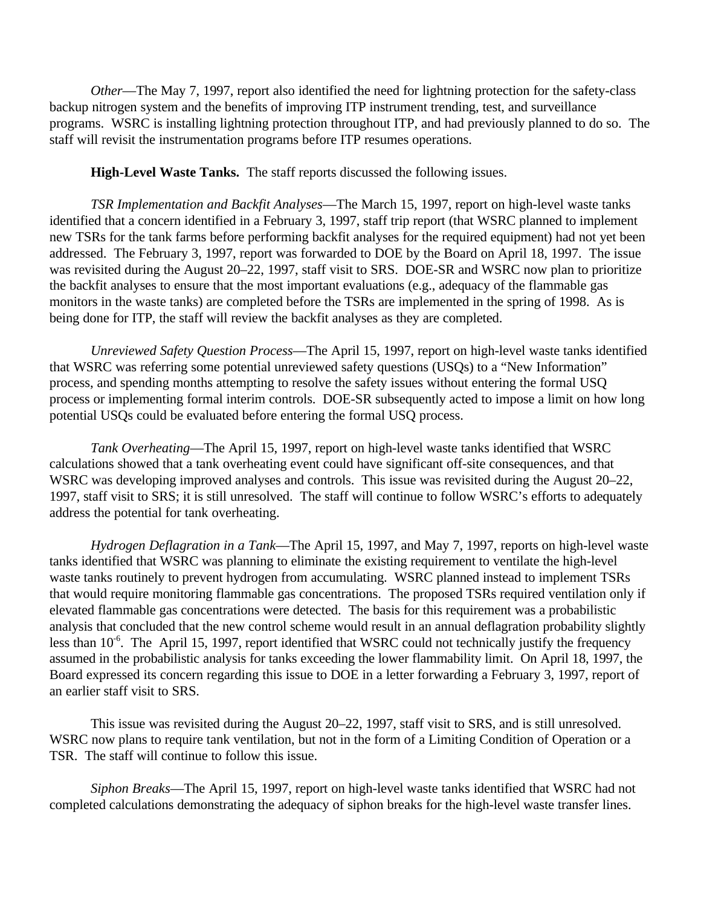*Other*—The May 7, 1997, report also identified the need for lightning protection for the safety-class backup nitrogen system and the benefits of improving ITP instrument trending, test, and surveillance programs. WSRC is installing lightning protection throughout ITP, and had previously planned to do so. The staff will revisit the instrumentation programs before ITP resumes operations.

**High-Level Waste Tanks.** The staff reports discussed the following issues.

*TSR Implementation and Backfit Analyses*—The March 15, 1997, report on high-level waste tanks identified that a concern identified in a February 3, 1997, staff trip report (that WSRC planned to implement new TSRs for the tank farms before performing backfit analyses for the required equipment) had not yet been addressed. The February 3, 1997, report was forwarded to DOE by the Board on April 18, 1997. The issue was revisited during the August 20–22, 1997, staff visit to SRS. DOE-SR and WSRC now plan to prioritize the backfit analyses to ensure that the most important evaluations (e.g., adequacy of the flammable gas monitors in the waste tanks) are completed before the TSRs are implemented in the spring of 1998. As is being done for ITP, the staff will review the backfit analyses as they are completed.

*Unreviewed Safety Question Process*—The April 15, 1997, report on high-level waste tanks identified that WSRC was referring some potential unreviewed safety questions (USQs) to a "New Information" process, and spending months attempting to resolve the safety issues without entering the formal USQ process or implementing formal interim controls. DOE-SR subsequently acted to impose a limit on how long potential USQs could be evaluated before entering the formal USQ process.

*Tank Overheating*—The April 15, 1997, report on high-level waste tanks identified that WSRC calculations showed that a tank overheating event could have significant off-site consequences, and that WSRC was developing improved analyses and controls. This issue was revisited during the August 20–22, 1997, staff visit to SRS; it is still unresolved. The staff will continue to follow WSRC's efforts to adequately address the potential for tank overheating.

*Hydrogen Deflagration in a Tank*—The April 15, 1997, and May 7, 1997, reports on high-level waste tanks identified that WSRC was planning to eliminate the existing requirement to ventilate the high-level waste tanks routinely to prevent hydrogen from accumulating. WSRC planned instead to implement TSRs that would require monitoring flammable gas concentrations. The proposed TSRs required ventilation only if elevated flammable gas concentrations were detected. The basis for this requirement was a probabilistic analysis that concluded that the new control scheme would result in an annual deflagration probability slightly less than $10^{-6}$. The April 15, 1997, report identified that WSRC could not technically justify the frequency assumed in the probabilistic analysis for tanks exceeding the lower flammability limit. On April 18, 1997, the Board expressed its concern regarding this issue to DOE in a letter forwarding a February 3, 1997, report of an earlier staff visit to SRS.

This issue was revisited during the August 20–22, 1997, staff visit to SRS, and is still unresolved. WSRC now plans to require tank ventilation, but not in the form of a Limiting Condition of Operation or a TSR. The staff will continue to follow this issue.

*Siphon Breaks*—The April 15, 1997, report on high-level waste tanks identified that WSRC had not completed calculations demonstrating the adequacy of siphon breaks for the high-level waste transfer lines.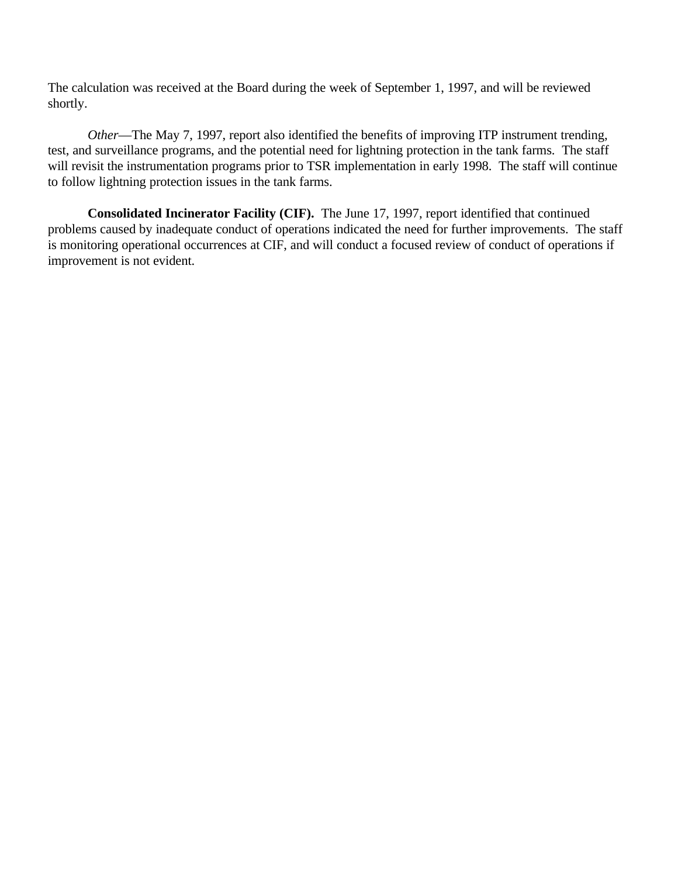The calculation was received at the Board during the week of September 1, 1997, and will be reviewed shortly.

*Other*—The May 7, 1997, report also identified the benefits of improving ITP instrument trending, test, and surveillance programs, and the potential need for lightning protection in the tank farms. The staff will revisit the instrumentation programs prior to TSR implementation in early 1998. The staff will continue to follow lightning protection issues in the tank farms.

**Consolidated Incinerator Facility (CIF).** The June 17, 1997, report identified that continued problems caused by inadequate conduct of operations indicated the need for further improvements. The staff is monitoring operational occurrences at CIF, and will conduct a focused review of conduct of operations if improvement is not evident.